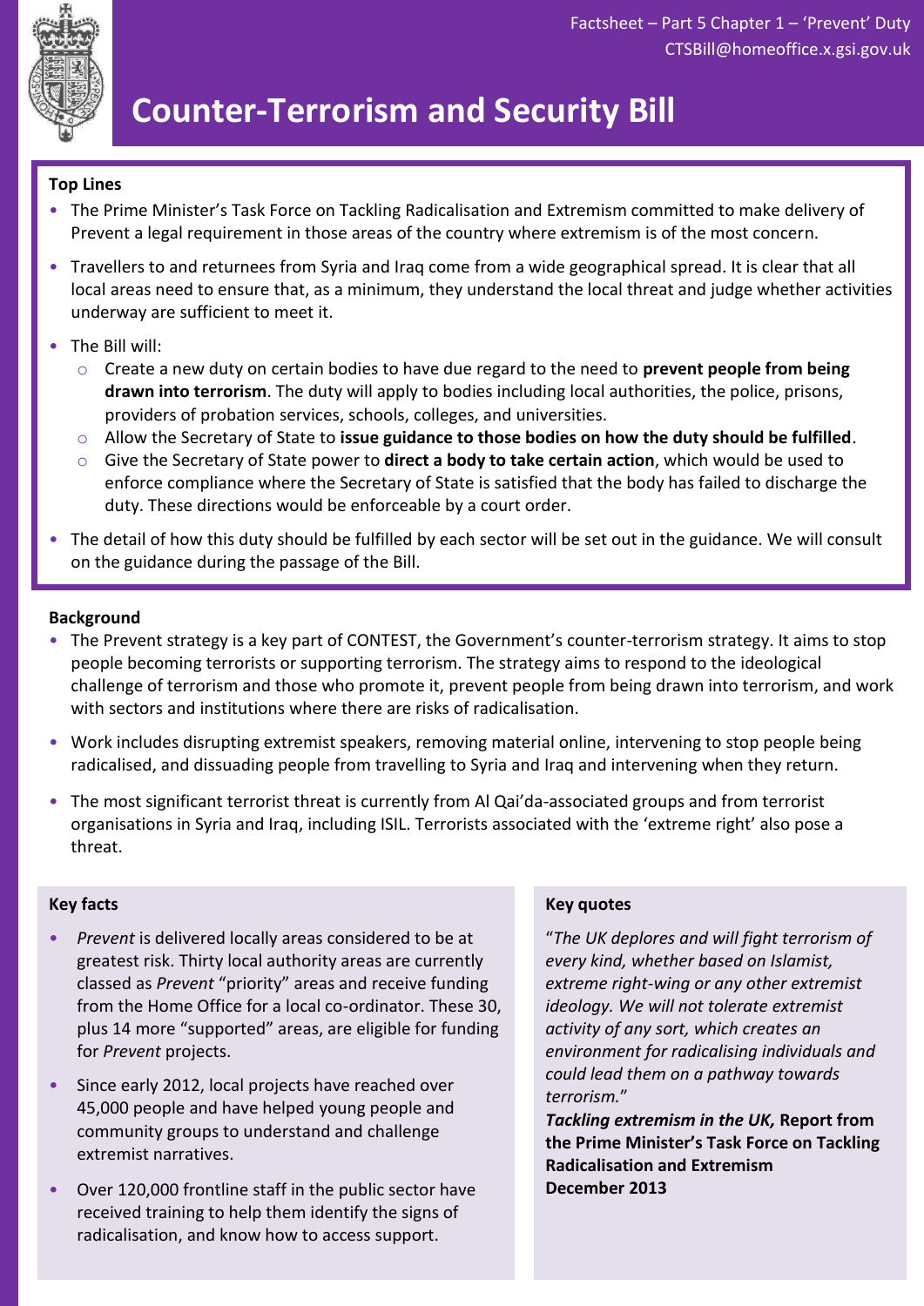Factsheet – Part 5 Chapter 1 – 'Prevent' Duty
CTSBill@homeoffice.x.gsi.gov.uk

# Counter-Terrorism and Security Bill

**Top Lines**

- The Prime Minister's Task Force on Tackling Radicalisation and Extremism committed to make delivery of Prevent a legal requirement in those areas of the country where extremism is of the most concern.
- Travellers to and returnees from Syria and Iraq come from a wide geographical spread. It is clear that all local areas need to ensure that, as a minimum, they understand the local threat and judge whether activities underway are sufficient to meet it.
- The Bill will:
  - Create a new duty on certain bodies to have due regard to the need to **prevent people from being drawn into terrorism**. The duty will apply to bodies including local authorities, the police, prisons, providers of probation services, schools, colleges, and universities.
  - Allow the Secretary of State to **issue guidance to those bodies on how the duty should be fulfilled**.
  - Give the Secretary of State power to **direct a body to take certain action**, which would be used to enforce compliance where the Secretary of State is satisfied that the body has failed to discharge the duty. These directions would be enforceable by a court order.
- The detail of how this duty should be fulfilled by each sector will be set out in the guidance. We will consult on the guidance during the passage of the Bill.

**Background**

- The Prevent strategy is a key part of CONTEST, the Government's counter-terrorism strategy. It aims to stop people becoming terrorists or supporting terrorism. The strategy aims to respond to the ideological challenge of terrorism and those who promote it, prevent people from being drawn into terrorism, and work with sectors and institutions where there are risks of radicalisation.
- Work includes disrupting extremist speakers, removing material online, intervening to stop people being radicalised, and dissuading people from travelling to Syria and Iraq and intervening when they return.
- The most significant terrorist threat is currently from Al Qai'da-associated groups and from terrorist organisations in Syria and Iraq, including ISIL. Terrorists associated with the 'extreme right' also pose a threat.

**Key facts**

- *Prevent* is delivered locally areas considered to be at greatest risk. Thirty local authority areas are currently classed as *Prevent* "priority" areas and receive funding from the Home Office for a local co-ordinator. These 30, plus 14 more "supported" areas, are eligible for funding for *Prevent* projects.
- Since early 2012, local projects have reached over 45,000 people and have helped young people and community groups to understand and challenge extremist narratives.
- Over 120,000 frontline staff in the public sector have received training to help them identify the signs of radicalisation, and know how to access support.

**Key quotes**

"*The UK deplores and will fight terrorism of every kind, whether based on Islamist, extreme right-wing or any other extremist ideology. We will not tolerate extremist activity of any sort, which creates an environment for radicalising individuals and could lead them on a pathway towards terrorism.*"
***Tackling extremism in the UK,* Report from the Prime Minister's Task Force on Tackling Radicalisation and Extremism December 2013**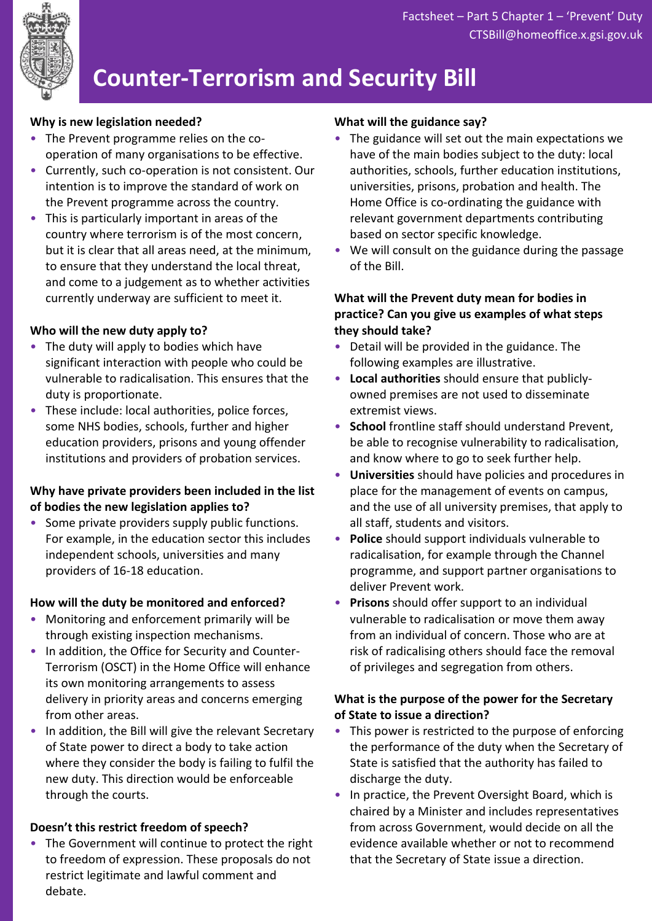# Counter-Terrorism and Security Bill

Factsheet – Part 5 Chapter 1 – 'Prevent' Duty
CTSBill@homeoffice.x.gsi.gov.uk

### Why is new legislation needed?

- The Prevent programme relies on the co-operation of many organisations to be effective.
- Currently, such co-operation is not consistent. Our intention is to improve the standard of work on the Prevent programme across the country.
- This is particularly important in areas of the country where terrorism is of the most concern, but it is clear that all areas need, at the minimum, to ensure that they understand the local threat, and come to a judgement as to whether activities currently underway are sufficient to meet it.

### Who will the new duty apply to?

- The duty will apply to bodies which have significant interaction with people who could be vulnerable to radicalisation. This ensures that the duty is proportionate.
- These include: local authorities, police forces, some NHS bodies, schools, further and higher education providers, prisons and young offender institutions and providers of probation services.

### Why have private providers been included in the list of bodies the new legislation applies to?

- Some private providers supply public functions. For example, in the education sector this includes independent schools, universities and many providers of 16-18 education.

### How will the duty be monitored and enforced?

- Monitoring and enforcement primarily will be through existing inspection mechanisms.
- In addition, the Office for Security and Counter-Terrorism (OSCT) in the Home Office will enhance its own monitoring arrangements to assess delivery in priority areas and concerns emerging from other areas.
- In addition, the Bill will give the relevant Secretary of State power to direct a body to take action where they consider the body is failing to fulfil the new duty. This direction would be enforceable through the courts.

### Doesn't this restrict freedom of speech?

- The Government will continue to protect the right to freedom of expression. These proposals do not restrict legitimate and lawful comment and debate.

### What will the guidance say?

- The guidance will set out the main expectations we have of the main bodies subject to the duty: local authorities, schools, further education institutions, universities, prisons, probation and health. The Home Office is co-ordinating the guidance with relevant government departments contributing based on sector specific knowledge.
- We will consult on the guidance during the passage of the Bill.

### What will the Prevent duty mean for bodies in practice? Can you give us examples of what steps they should take?

- Detail will be provided in the guidance. The following examples are illustrative.
- **Local authorities** should ensure that publicly-owned premises are not used to disseminate extremist views.
- **School** frontline staff should understand Prevent, be able to recognise vulnerability to radicalisation, and know where to go to seek further help.
- **Universities** should have policies and procedures in place for the management of events on campus, and the use of all university premises, that apply to all staff, students and visitors.
- **Police** should support individuals vulnerable to radicalisation, for example through the Channel programme, and support partner organisations to deliver Prevent work.
- **Prisons** should offer support to an individual vulnerable to radicalisation or move them away from an individual of concern. Those who are at risk of radicalising others should face the removal of privileges and segregation from others.

### What is the purpose of the power for the Secretary of State to issue a direction?

- This power is restricted to the purpose of enforcing the performance of the duty when the Secretary of State is satisfied that the authority has failed to discharge the duty.
- In practice, the Prevent Oversight Board, which is chaired by a Minister and includes representatives from across Government, would decide on all the evidence available whether or not to recommend that the Secretary of State issue a direction.